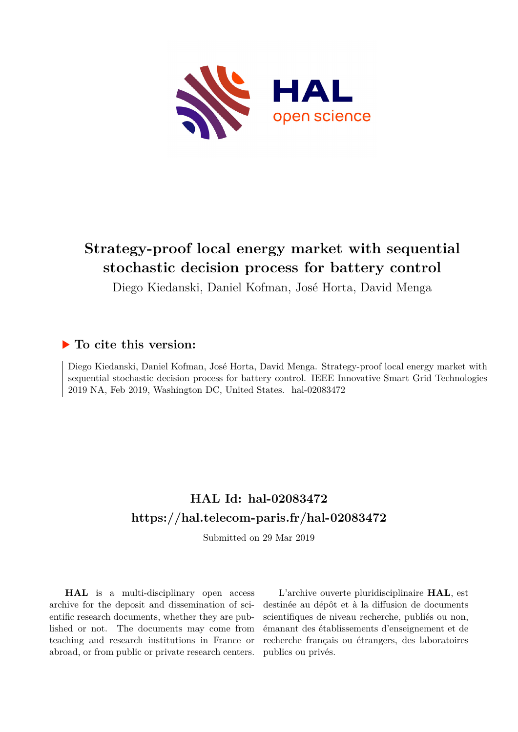# Strategy-proof local energy market with sequential stochastic decision process for battery control

Diego Kiedanski, Daniel Kofman, José Horta, David Menga

## ▶ To cite this version:

Diego Kiedanski, Daniel Kofman, José Horta, David Menga. Strategy-proof local energy market with sequential stochastic decision process for battery control. IEEE Innovative Smart Grid Technologies 2019 NA, Feb 2019, Washington DC, United States. hal-02083472

## HAL Id: hal-02083472
## https://hal.telecom-paris.fr/hal-02083472

Submitted on 29 Mar 2019

**HAL** is a multi-disciplinary open access archive for the deposit and dissemination of scientific research documents, whether they are published or not. The documents may come from teaching and research institutions in France or abroad, or from public or private research centers.

L'archive ouverte pluridisciplinaire **HAL**, est destinée au dépôt et à la diffusion de documents scientifiques de niveau recherche, publiés ou non, émanant des établissements d'enseignement et de recherche français ou étrangers, des laboratoires publics ou privés.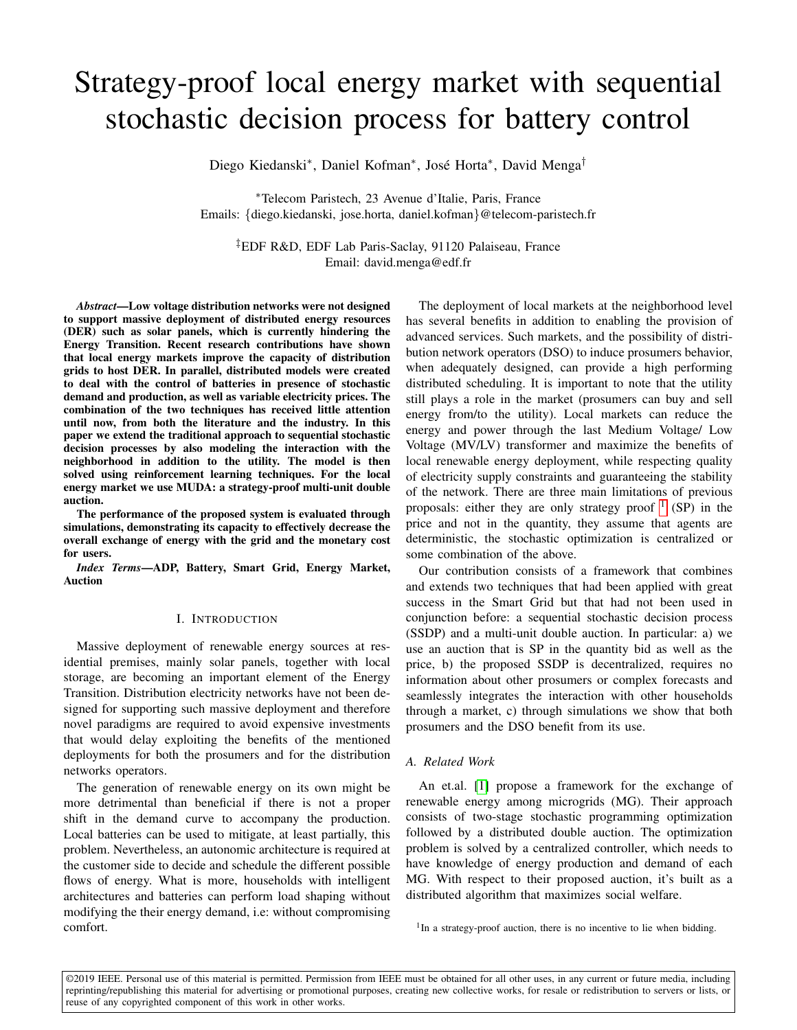# Strategy-proof local energy market with sequential stochastic decision process for battery control

Diego Kiedanski*, Daniel Kofman*, José Horta*, David Menga†

*Telecom Paristech, 23 Avenue d'Italie, Paris, France
Emails: {diego.kiedanski, jose.horta, daniel.kofman}@telecom-paristech.fr

‡EDF R&D, EDF Lab Paris-Saclay, 91120 Palaiseau, France
Email: david.menga@edf.fr

***Abstract*—Low voltage distribution networks were not designed to support massive deployment of distributed energy resources (DER) such as solar panels, which is currently hindering the Energy Transition. Recent research contributions have shown that local energy markets improve the capacity of distribution grids to host DER. In parallel, distributed models were created to deal with the control of batteries in presence of stochastic demand and production, as well as variable electricity prices. The combination of the two techniques has received little attention until now, from both the literature and the industry. In this paper we extend the traditional approach to sequential stochastic decision processes by also modeling the interaction with the neighborhood in addition to the utility. The model is then solved using reinforcement learning techniques. For the local energy market we use MUDA: a strategy-proof multi-unit double auction.**

**The performance of the proposed system is evaluated through simulations, demonstrating its capacity to effectively decrease the overall exchange of energy with the grid and the monetary cost for users.**

***Index Terms*—ADP, Battery, Smart Grid, Energy Market, Auction**

## I. Introduction

Massive deployment of renewable energy sources at residential premises, mainly solar panels, together with local storage, are becoming an important element of the Energy Transition. Distribution electricity networks have not been designed for supporting such massive deployment and therefore novel paradigms are required to avoid expensive investments that would delay exploiting the benefits of the mentioned deployments for both the prosumers and for the distribution networks operators.

The generation of renewable energy on its own might be more detrimental than beneficial if there is not a proper shift in the demand curve to accompany the production. Local batteries can be used to mitigate, at least partially, this problem. Nevertheless, an autonomic architecture is required at the customer side to decide and schedule the different possible flows of energy. What is more, households with intelligent architectures and batteries can perform load shaping without modifying the their energy demand, i.e: without compromising comfort.

The deployment of local markets at the neighborhood level has several benefits in addition to enabling the provision of advanced services. Such markets, and the possibility of distribution network operators (DSO) to induce prosumers behavior, when adequately designed, can provide a high performing distributed scheduling. It is important to note that the utility still plays a role in the market (prosumers can buy and sell energy from/to the utility). Local markets can reduce the energy and power through the last Medium Voltage/ Low Voltage (MV/LV) transformer and maximize the benefits of local renewable energy deployment, while respecting quality of electricity supply constraints and guaranteeing the stability of the network. There are three main limitations of previous proposals: either they are only strategy proof [1] (SP) in the price and not in the quantity, they assume that agents are deterministic, the stochastic optimization is centralized or some combination of the above.

Our contribution consists of a framework that combines and extends two techniques that had been applied with great success in the Smart Grid but that had not been used in conjunction before: a sequential stochastic decision process (SSDP) and a multi-unit double auction. In particular: a) we use an auction that is SP in the quantity bid as well as the price, b) the proposed SSDP is decentralized, requires no information about other prosumers or complex forecasts and seamlessly integrates the interaction with other households through a market, c) through simulations we show that both prosumers and the DSO benefit from its use.

### A. Related Work

An et.al. [1] propose a framework for the exchange of renewable energy among microgrids (MG). Their approach consists of two-stage stochastic programming optimization followed by a distributed double auction. The optimization problem is solved by a centralized controller, which needs to have knowledge of energy production and demand of each MG. With respect to their proposed auction, it's built as a distributed algorithm that maximizes social welfare.

[1]In a strategy-proof auction, there is no incentive to lie when bidding.

©2019 IEEE. Personal use of this material is permitted. Permission from IEEE must be obtained for all other uses, in any current or future media, including reprinting/republishing this material for advertising or promotional purposes, creating new collective works, for resale or redistribution to servers or lists, or reuse of any copyrighted component of this work in other works.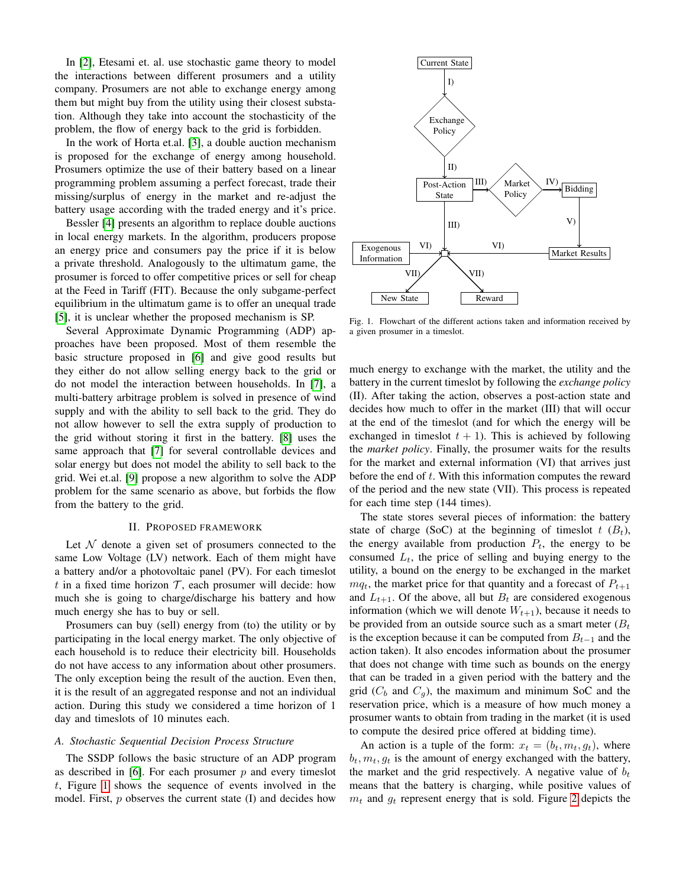In [2], Etesami et. al. use stochastic game theory to model the interactions between different prosumers and a utility company. Prosumers are not able to exchange energy among them but might buy from the utility using their closest substation. Although they take into account the stochasticity of the problem, the flow of energy back to the grid is forbidden.

In the work of Horta et.al. [3], a double auction mechanism is proposed for the exchange of energy among household. Prosumers optimize the use of their battery based on a linear programming problem assuming a perfect forecast, trade their missing/surplus of energy in the market and re-adjust the battery usage according with the traded energy and it's price.

Bessler [4] presents an algorithm to replace double auctions in local energy markets. In the algorithm, producers propose an energy price and consumers pay the price if it is below a private threshold. Analogously to the ultimatum game, the prosumer is forced to offer competitive prices or sell for cheap at the Feed in Tariff (FIT). Because the only subgame-perfect equilibrium in the ultimatum game is to offer an unequal trade [5], it is unclear whether the proposed mechanism is SP.

Several Approximate Dynamic Programming (ADP) approaches have been proposed. Most of them resemble the basic structure proposed in [6] and give good results but they either do not allow selling energy back to the grid or do not model the interaction between households. In [7], a multi-battery arbitrage problem is solved in presence of wind supply and with the ability to sell back to the grid. They do not allow however to sell the extra supply of production to the grid without storing it first in the battery. [8] uses the same approach that [7] for several controllable devices and solar energy but does not model the ability to sell back to the grid. Wei et.al. [9] propose a new algorithm to solve the ADP problem for the same scenario as above, but forbids the flow from the battery to the grid.

## II. Proposed Framework

Let $\mathcal{N}$ denote a given set of prosumers connected to the same Low Voltage (LV) network. Each of them might have a battery and/or a photovoltaic panel (PV). For each timeslot $t$ in a fixed time horizon $\mathcal{T}$, each prosumer will decide: how much she is going to charge/discharge his battery and how much energy she has to buy or sell.

Prosumers can buy (sell) energy from (to) the utility or by participating in the local energy market. The only objective of each household is to reduce their electricity bill. Households do not have access to any information about other prosumers. The only exception being the result of the auction. Even then, it is the result of an aggregated response and not an individual action. During this study we considered a time horizon of 1 day and timeslots of 10 minutes each.

### A. Stochastic Sequential Decision Process Structure

The SSDP follows the basic structure of an ADP program as described in [6]. For each prosumer $p$ and every timeslot $t$, Figure 1 shows the sequence of events involved in the model. First, $p$ observes the current state (I) and decides how much energy to exchange with the market, the utility and the battery in the current timeslot by following the *exchange policy* (II). After taking the action, observes a post-action state and decides how much to offer in the market (III) that will occur at the end of the timeslot (and for which the energy will be exchanged in timeslot $t+1$). This is achieved by following the *market policy*. Finally, the prosumer waits for the results for the market and external information (VI) that arrives just before the end of $t$. With this information computes the reward of the period and the new state (VII). This process is repeated for each time step (144 times).

Fig. 1. Flowchart of the different actions taken and information received by a given prosumer in a timeslot.

The state stores several pieces of information: the battery state of charge (SoC) at the beginning of timeslot $t$ ($B_t$), the energy available from production $P_t$, the energy to be consumed $L_t$, the price of selling and buying energy to the utility, a bound on the energy to be exchanged in the market $mq_t$, the market price for that quantity and a forecast of $P_{t+1}$ and $L_{t+1}$. Of the above, all but $B_t$ are considered exogenous information (which we will denote $W_{t+1}$), because it needs to be provided from an outside source such as a smart meter ($B_t$ is the exception because it can be computed from $B_{t-1}$ and the action taken). It also encodes information about the prosumer that does not change with time such as bounds on the energy that can be traded in a given period with the battery and the grid ($C_b$ and $C_g$), the maximum and minimum SoC and the reservation price, which is a measure of how much money a prosumer wants to obtain from trading in the market (it is used to compute the desired price offered at bidding time).

An action is a tuple of the form: $x_t = (b_t, m_t, g_t)$, where $b_t, m_t, g_t$ is the amount of energy exchanged with the battery, the market and the grid respectively. A negative value of $b_t$ means that the battery is charging, while positive values of $m_t$ and $g_t$ represent energy that is sold. Figure 2 depicts the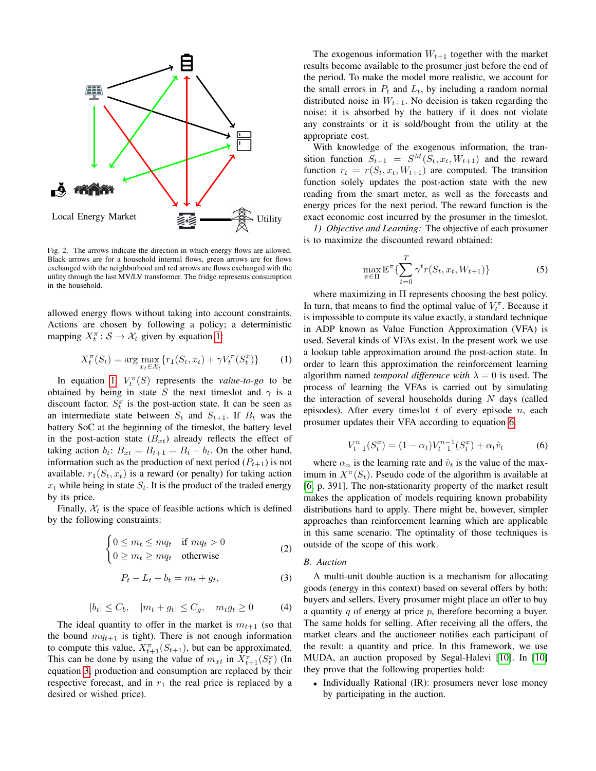Local Energy Market

Utility

Fig. 2. The arrows indicate the direction in which energy flows are allowed. Black arrows are for a household internal flows, green arrows are for flows exchanged with the neighborhood and red arrows are flows exchanged with the utility through the last MV/LV transformer. The fridge represents consumption in the household.

allowed energy flows without taking into account constraints. Actions are chosen by following a policy; a deterministic mapping $X_t^\pi \colon \mathcal{S} \to \mathcal{X}_t$ given by equation 1:

$$X_t^\pi(S_t) = \arg\max_{x_t \in \mathcal{X}_t} \{r_1(S_t, x_t) + \gamma V_t^\pi(S_t^x)\} \quad (1)$$

In equation 1, $V_t^\pi(S)$ represents the *value-to-go* to be obtained by being in state $S$ the next timeslot and $\gamma$ is a discount factor. $S_t^x$ is the post-action state. It can be seen as an intermediate state between $S_t$ and $S_{t+1}$. If $B_t$ was the battery SoC at the beginning of the timeslot, the battery level in the post-action state ($B_{xt}$) already reflects the effect of taking action $b_t$: $B_{xt} = B_{t+1} = B_t - b_t$. On the other hand, information such as the production of next period ($P_{t+1}$) is not available. $r_1(S_t, x_t)$ is a reward (or penalty) for taking action $x_t$ while being in state $S_t$. It is the product of the traded energy by its price.

Finally, $\mathcal{X}_t$ is the space of feasible actions which is defined by the following constraints:

$$\begin{cases} 0 \le m_t \le mq_t & \text{if } mq_t > 0 \\ 0 \ge m_t \ge mq_t & \text{otherwise} \end{cases} \quad (2)$$

$$P_t - L_t + b_t = m_t + g_t, \quad (3)$$

$$|b_t| \le C_b, \quad |m_t + g_t| \le C_g, \quad m_t g_t \ge 0 \quad (4)$$

The ideal quantity to offer in the market is $m_{t+1}$ (so that the bound $mq_{t+1}$ is tight). There is not enough information to compute this value, $X_{t+1}^\pi(S_{t+1})$, but can be approximated. This can be done by using the value of $m_{xt}$ in $X_{t+1}^\pi(S_t^x)$ (In equation 3, production and consumption are replaced by their respective forecast, and in $r_1$ the real price is replaced by a desired or wished price).

The exogenous information $W_{t+1}$ together with the market results become available to the prosumer just before the end of the period. To make the model more realistic, we account for the small errors in $P_t$ and $L_t$, by including a random normal distributed noise in $W_{t+1}$. No decision is taken regarding the noise: it is absorbed by the battery if it does not violate any constraints or it is sold/bought from the utility at the appropriate cost.

With knowledge of the exogenous information, the transition function $S_{t+1} = S^M(S_t, x_t, W_{t+1})$ and the reward function $r_t = r(S_t, x_t, W_{t+1})$ are computed. The transition function solely updates the post-action state with the new reading from the smart meter, as well as the forecasts and energy prices for the next period. The reward function is the exact economic cost incurred by the prosumer in the timeslot.

*1) Objective and Learning:* The objective of each prosumer is to maximize the discounted reward obtained:

$$\max_{\pi \in \Pi} \mathbb{E}^\pi \{\sum_{t=0}^{T} \gamma^t r(S_t, x_t, W_{t+1})\} \quad (5)$$

where maximizing in $\Pi$ represents choosing the best policy. In turn, that means to find the optimal value of $V_t^\pi$. Because it is impossible to compute its value exactly, a standard technique in ADP known as Value Function Approximation (VFA) is used. Several kinds of VFAs exist. In the present work we use a lookup table approximation around the post-action state. In order to learn this approximation the reinforcement learning algorithm named *temporal difference with* $\lambda = 0$ is used. The process of learning the VFAs is carried out by simulating the interaction of several households during $N$ days (called episodes). After every timeslot $t$ of every episode $n$, each prosumer updates their VFA according to equation 6

$$V_{t-1}^n(S_t^x) = (1 - \alpha_t)V_{t-1}^{n-1}(S_t^x) + \alpha_t \hat{v}_t \quad (6)$$

where $\alpha_n$ is the learning rate and $\hat{v}_t$ is the value of the maximum in $X^\pi(S_t)$. Pseudo code of the algorithm is available at [6, p. 391]. The non-stationarity property of the market result makes the application of models requiring known probability distributions hard to apply. There might be, however, simpler approaches than reinforcement learning which are applicable in this same scenario. The optimality of those techniques is outside of the scope of this work.

### B. Auction

A multi-unit double auction is a mechanism for allocating goods (energy in this context) based on several offers by both: buyers and sellers. Every prosumer might place an offer to buy a quantity $q$ of energy at price $p$, therefore becoming a buyer. The same holds for selling. After receiving all the offers, the market clears and the auctioneer notifies each participant of the result: a quantity and price. In this framework, we use MUDA, an auction proposed by Segal-Halevi [10]. In [10] they prove that the following properties hold:

- Individually Rational (IR): prosumers never lose money by participating in the auction.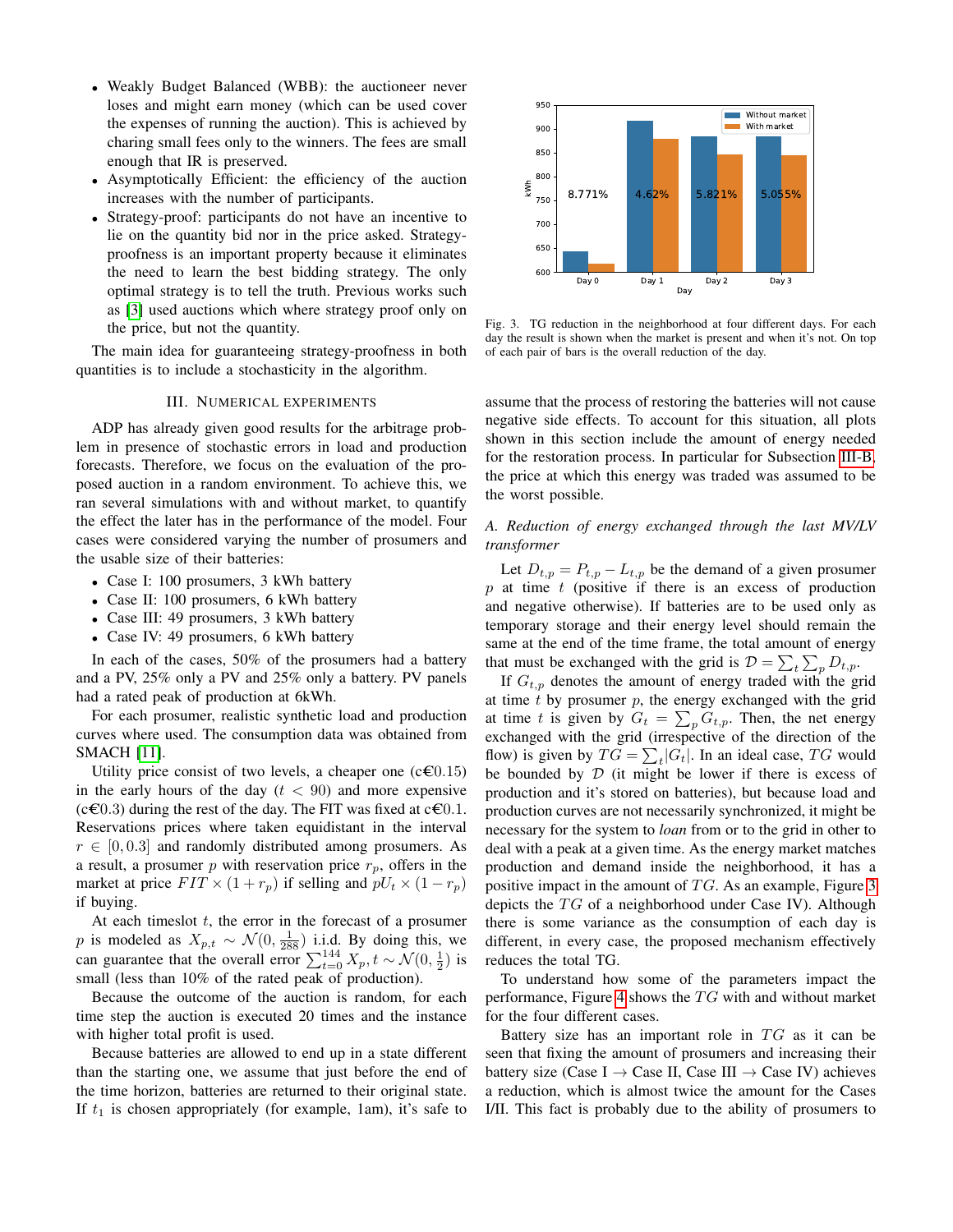- Weakly Budget Balanced (WBB): the auctioneer never loses and might earn money (which can be used cover the expenses of running the auction). This is achieved by charing small fees only to the winners. The fees are small enough that IR is preserved.
- Asymptotically Efficient: the efficiency of the auction increases with the number of participants.
- Strategy-proof: participants do not have an incentive to lie on the quantity bid nor in the price asked. Strategy-proofness is an important property because it eliminates the need to learn the best bidding strategy. The only optimal strategy is to tell the truth. Previous works such as [3] used auctions which where strategy proof only on the price, but not the quantity.

The main idea for guaranteeing strategy-proofness in both quantities is to include a stochasticity in the algorithm.

## III. Numerical Experiments

ADP has already given good results for the arbitrage problem in presence of stochastic errors in load and production forecasts. Therefore, we focus on the evaluation of the proposed auction in a random environment. To achieve this, we ran several simulations with and without market, to quantify the effect the later has in the performance of the model. Four cases were considered varying the number of prosumers and the usable size of their batteries:

- Case I: 100 prosumers, 3 kWh battery
- Case II: 100 prosumers, 6 kWh battery
- Case III: 49 prosumers, 3 kWh battery
- Case IV: 49 prosumers, 6 kWh battery

In each of the cases, 50% of the prosumers had a battery and a PV, 25% only a PV and 25% only a battery. PV panels had a rated peak of production at 6kWh.

For each prosumer, realistic synthetic load and production curves where used. The consumption data was obtained from SMACH [11].

Utility price consist of two levels, a cheaper one (c€0.15) in the early hours of the day ($t < 90$) and more expensive (c€0.3) during the rest of the day. The FIT was fixed at c€0.1. Reservations prices where taken equidistant in the interval $r \in [0, 0.3]$ and randomly distributed among prosumers. As a result, a prosumer $p$ with reservation price $r_p$, offers in the market at price $FIT \times (1 + r_p)$ if selling and $pU_t \times (1 - r_p)$ if buying.

At each timeslot $t$, the error in the forecast of a prosumer $p$ is modeled as $X_{p,t} \sim \mathcal{N}(0, \frac{1}{288})$ i.i.d. By doing this, we can guarantee that the overall error $\sum_{t=0}^{144} X_p, t \sim \mathcal{N}(0, \frac{1}{2})$ is small (less than 10% of the rated peak of production).

Because the outcome of the auction is random, for each time step the auction is executed 20 times and the instance with higher total profit is used.

Because batteries are allowed to end up in a state different than the starting one, we assume that just before the end of the time horizon, batteries are returned to their original state. If $t_1$ is chosen appropriately (for example, 1am), it's safe to assume that the process of restoring the batteries will not cause negative side effects. To account for this situation, all plots shown in this section include the amount of energy needed for the restoration process. In particular for Subsection III-B, the price at which this energy was traded was assumed to be the worst possible.

Fig. 3. TG reduction in the neighborhood at four different days. For each day the result is shown when the market is present and when it's not. On top of each pair of bars is the overall reduction of the day.

### A. Reduction of energy exchanged through the last MV/LV transformer

Let $D_{t,p} = P_{t,p} - L_{t,p}$ be the demand of a given prosumer $p$ at time $t$ (positive if there is an excess of production and negative otherwise). If batteries are to be used only as temporary storage and their energy level should remain the same at the end of the time frame, the total amount of energy that must be exchanged with the grid is $\mathcal{D} = \sum_t \sum_p D_{t,p}$.

If $G_{t,p}$ denotes the amount of energy traded with the grid at time $t$ by prosumer $p$, the energy exchanged with the grid at time $t$ is given by $G_t = \sum_p G_{t,p}$. Then, the net energy exchanged with the grid (irrespective of the direction of the flow) is given by $TG = \sum_t |G_t|$. In an ideal case, $TG$ would be bounded by $\mathcal{D}$ (it might be lower if there is excess of production and it's stored on batteries), but because load and production curves are not necessarily synchronized, it might be necessary for the system to *loan* from or to the grid in other to deal with a peak at a given time. As the energy market matches production and demand inside the neighborhood, it has a positive impact in the amount of $TG$. As an example, Figure 3 depicts the $TG$ of a neighborhood under Case IV). Although there is some variance as the consumption of each day is different, in every case, the proposed mechanism effectively reduces the total TG.

To understand how some of the parameters impact the performance, Figure 4 shows the $TG$ with and without market for the four different cases.

Battery size has an important role in $TG$ as it can be seen that fixing the amount of prosumers and increasing their battery size (Case I → Case II, Case III → Case IV) achieves a reduction, which is almost twice the amount for the Cases I/II. This fact is probably due to the ability of prosumers to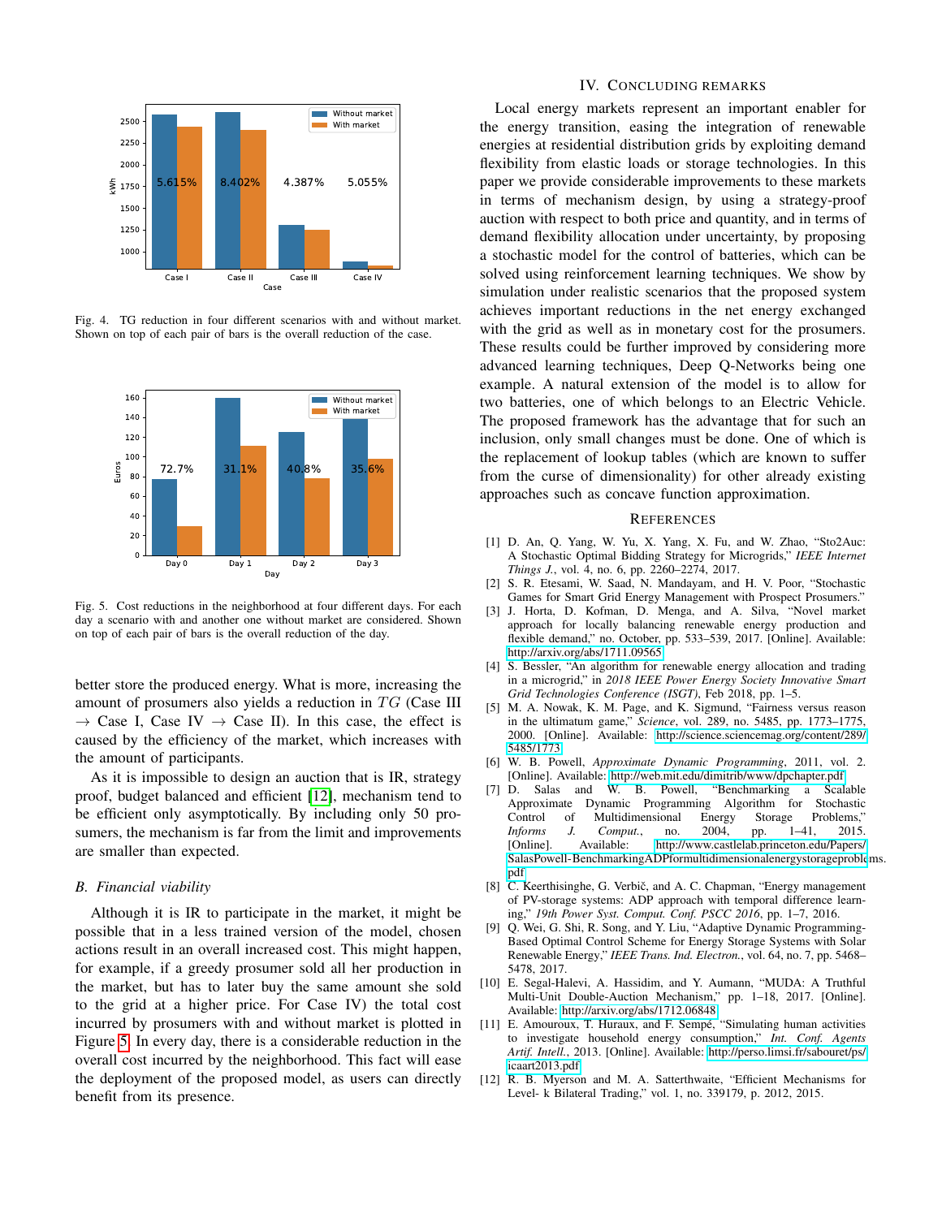Without market
With market

2500
2250
2000
1750
1500
1250
1000

kWh

5.615%
8.402%
4.387%
5.055%

Case I
Case II
Case III
Case IV

Case

Fig. 4. TG reduction in four different scenarios with and without market. Shown on top of each pair of bars is the overall reduction of the case.

Without market
With market

160
140
120
100
80
60
40
20
0

Euros

72.7%
31.1%
40.8%
35.6%

Day 0
Day 1
Day 2
Day 3

Day

Fig. 5. Cost reductions in the neighborhood at four different days. For each day a scenario with and another one without market are considered. Shown on top of each pair of bars is the overall reduction of the day.

better store the produced energy. What is more, increasing the amount of prosumers also yields a reduction in $TG$ (Case III $\rightarrow$ Case I, Case IV $\rightarrow$ Case II). In this case, the effect is caused by the efficiency of the market, which increases with the amount of participants.

As it is impossible to design an auction that is IR, strategy proof, budget balanced and efficient [12], mechanism tend to be efficient only asymptotically. By including only 50 prosumers, the mechanism is far from the limit and improvements are smaller than expected.

### B. Financial viability

Although it is IR to participate in the market, it might be possible that in a less trained version of the model, chosen actions result in an overall increased cost. This might happen, for example, if a greedy prosumer sold all her production in the market, but has to later buy the same amount she sold to the grid at a higher price. For Case IV) the total cost incurred by prosumers with and without market is plotted in Figure 5. In every day, there is a considerable reduction in the overall cost incurred by the neighborhood. This fact will ease the deployment of the proposed model, as users can directly benefit from its presence.

## IV. Concluding Remarks

Local energy markets represent an important enabler for the energy transition, easing the integration of renewable energies at residential distribution grids by exploiting demand flexibility from elastic loads or storage technologies. In this paper we provide considerable improvements to these markets in terms of mechanism design, by using a strategy-proof auction with respect to both price and quantity, and in terms of demand flexibility allocation under uncertainty, by proposing a stochastic model for the control of batteries, which can be solved using reinforcement learning techniques. We show by simulation under realistic scenarios that the proposed system achieves important reductions in the net energy exchanged with the grid as well as in monetary cost for the prosumers. These results could be further improved by considering more advanced learning techniques, Deep Q-Networks being one example. A natural extension of the model is to allow for two batteries, one of which belongs to an Electric Vehicle. The proposed framework has the advantage that for such an inclusion, only small changes must be done. One of which is the replacement of lookup tables (which are known to suffer from the curse of dimensionality) for other already existing approaches such as concave function approximation.

## References

[1] D. An, Q. Yang, W. Yu, X. Yang, X. Fu, and W. Zhao, "Sto2Auc: A Stochastic Optimal Bidding Strategy for Microgrids," *IEEE Internet Things J.*, vol. 4, no. 6, pp. 2260–2274, 2017.

[2] S. R. Etesami, W. Saad, N. Mandayam, and H. V. Poor, "Stochastic Games for Smart Grid Energy Management with Prospect Prosumers."

[3] J. Horta, D. Kofman, D. Menga, and A. Silva, "Novel market approach for locally balancing renewable energy production and flexible demand," no. October, pp. 533–539, 2017. [Online]. Available: http://arxiv.org/abs/1711.09565

[4] S. Bessler, "An algorithm for renewable energy allocation and trading in a microgrid," in *2018 IEEE Power Energy Society Innovative Smart Grid Technologies Conference (ISGT)*, Feb 2018, pp. 1–5.

[5] M. A. Nowak, K. M. Page, and K. Sigmund, "Fairness versus reason in the ultimatum game," *Science*, vol. 289, no. 5485, pp. 1773–1775, 2000. [Online]. Available: http://science.sciencemag.org/content/289/5485/1773

[6] W. B. Powell, *Approximate Dynamic Programming*, 2011, vol. 2. [Online]. Available: http://web.mit.edu/dimitrib/www/dpchapter.pdf

[7] D. Salas and W. B. Powell, "Benchmarking a Scalable Approximate Dynamic Programming Algorithm for Stochastic Control of Multidimensional Energy Storage Problems," *Informs J. Comput.*, no. 2004, pp. 1–41, 2015. [Online]. Available: http://www.castlelab.princeton.edu/Papers/SalasPowell-BenchmarkingADPformultidimensionalenergystorageproblems.pdf

[8] C. Keerthisinghe, G. Verbič, and A. C. Chapman, "Energy management of PV-storage systems: ADP approach with temporal difference learning," *19th Power Syst. Comput. Conf. PSCC 2016*, pp. 1–7, 2016.

[9] Q. Wei, G. Shi, R. Song, and Y. Liu, "Adaptive Dynamic Programming-Based Optimal Control Scheme for Energy Storage Systems with Solar Renewable Energy," *IEEE Trans. Ind. Electron.*, vol. 64, no. 7, pp. 5468–5478, 2017.

[10] E. Segal-Halevi, A. Hassidim, and Y. Aumann, "MUDA: A Truthful Multi-Unit Double-Auction Mechanism," pp. 1–18, 2017. [Online]. Available: http://arxiv.org/abs/1712.06848

[11] E. Amouroux, T. Huraux, and F. Sempé, "Simulating human activities to investigate household energy consumption," *Int. Conf. Agents Artif. Intell.*, 2013. [Online]. Available: http://perso.limsi.fr/sabouret/ps/icaart2013.pdf

[12] R. B. Myerson and M. A. Satterthwaite, "Efficient Mechanisms for Level- k Bilateral Trading," vol. 1, no. 339179, p. 2012, 2015.